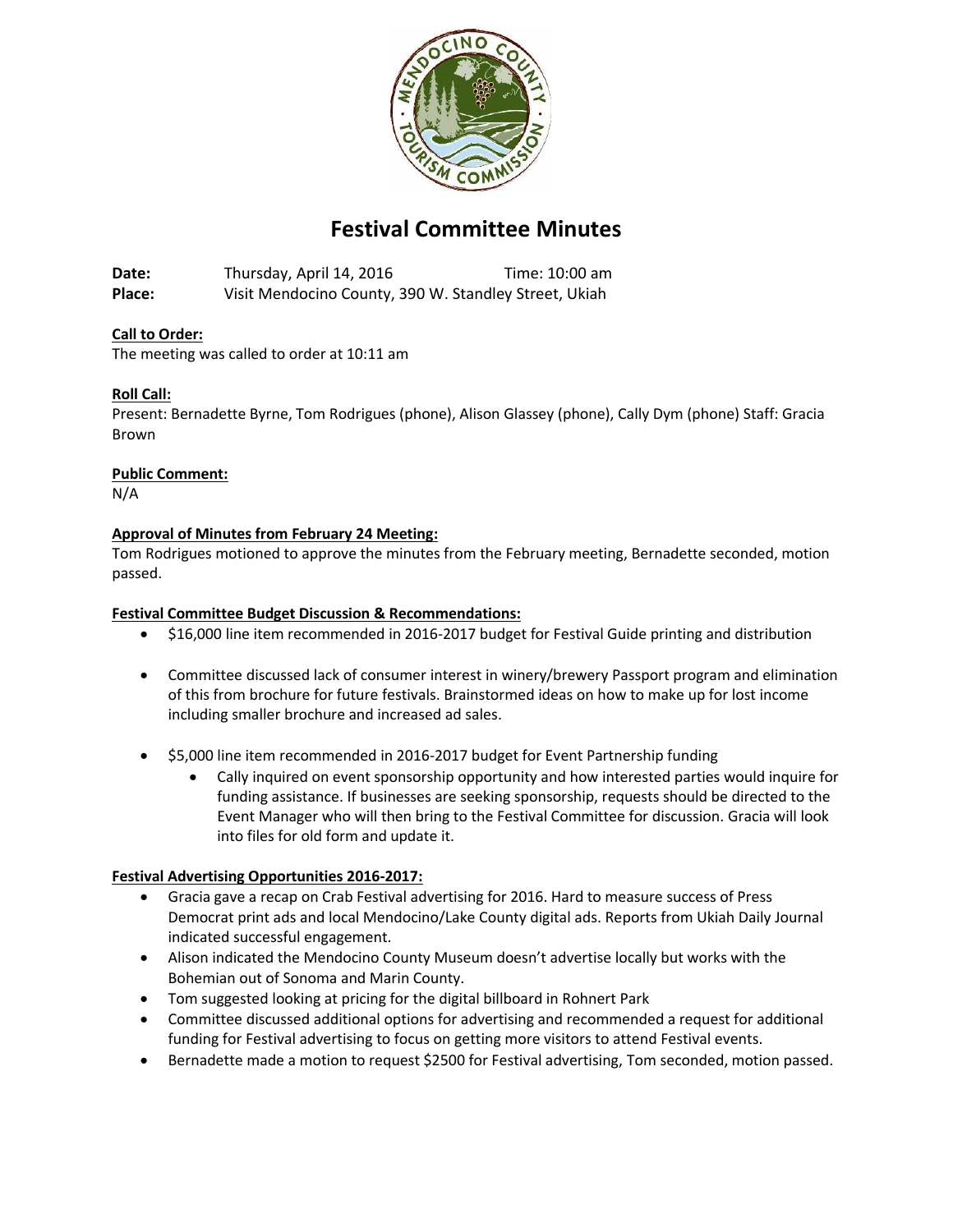# Festival Committee Minutes

**Date:** Thursday, April 14, 2016 Time: 10:00 am
**Place:** Visit Mendocino County, 390 W. Standley Street, Ukiah

**Call to Order:**
The meeting was called to order at 10:11 am

**Roll Call:**
Present: Bernadette Byrne, Tom Rodrigues (phone), Alison Glassey (phone), Cally Dym (phone) Staff: Gracia Brown

**Public Comment:**
N/A

**Approval of Minutes from February 24 Meeting:**
Tom Rodrigues motioned to approve the minutes from the February meeting, Bernadette seconded, motion passed.

**Festival Committee Budget Discussion & Recommendations:**

- $16,000 line item recommended in 2016-2017 budget for Festival Guide printing and distribution
- Committee discussed lack of consumer interest in winery/brewery Passport program and elimination of this from brochure for future festivals. Brainstormed ideas on how to make up for lost income including smaller brochure and increased ad sales.
- $5,000 line item recommended in 2016-2017 budget for Event Partnership funding
  - Cally inquired on event sponsorship opportunity and how interested parties would inquire for funding assistance. If businesses are seeking sponsorship, requests should be directed to the Event Manager who will then bring to the Festival Committee for discussion. Gracia will look into files for old form and update it.

**Festival Advertising Opportunities 2016-2017:**

- Gracia gave a recap on Crab Festival advertising for 2016. Hard to measure success of Press Democrat print ads and local Mendocino/Lake County digital ads. Reports from Ukiah Daily Journal indicated successful engagement.
- Alison indicated the Mendocino County Museum doesn't advertise locally but works with the Bohemian out of Sonoma and Marin County.
- Tom suggested looking at pricing for the digital billboard in Rohnert Park
- Committee discussed additional options for advertising and recommended a request for additional funding for Festival advertising to focus on getting more visitors to attend Festival events.
- Bernadette made a motion to request $2500 for Festival advertising, Tom seconded, motion passed.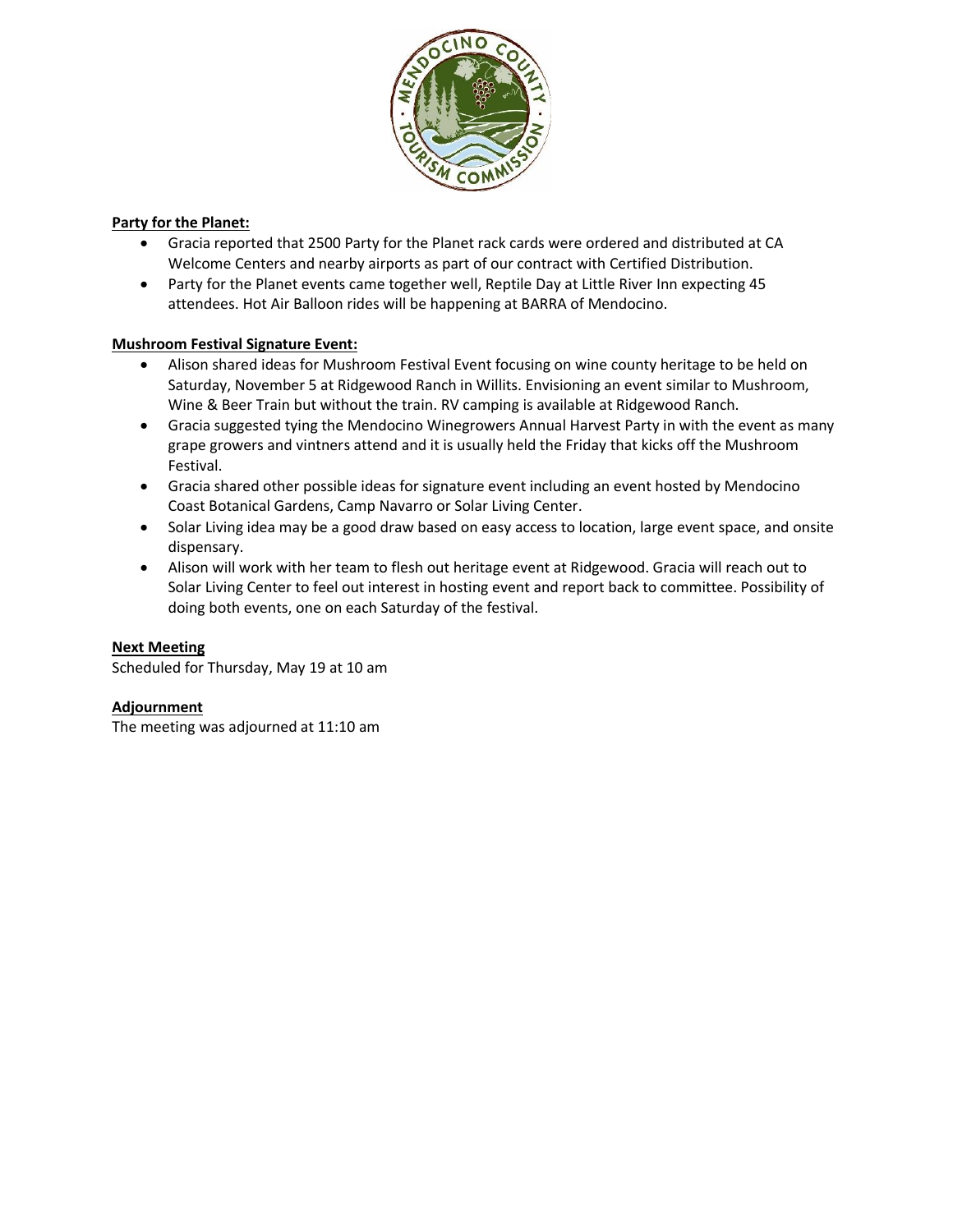**Party for the Planet:**

- Gracia reported that 2500 Party for the Planet rack cards were ordered and distributed at CA Welcome Centers and nearby airports as part of our contract with Certified Distribution.
- Party for the Planet events came together well, Reptile Day at Little River Inn expecting 45 attendees. Hot Air Balloon rides will be happening at BARRA of Mendocino.

**Mushroom Festival Signature Event:**

- Alison shared ideas for Mushroom Festival Event focusing on wine county heritage to be held on Saturday, November 5 at Ridgewood Ranch in Willits. Envisioning an event similar to Mushroom, Wine & Beer Train but without the train. RV camping is available at Ridgewood Ranch.
- Gracia suggested tying the Mendocino Winegrowers Annual Harvest Party in with the event as many grape growers and vintners attend and it is usually held the Friday that kicks off the Mushroom Festival.
- Gracia shared other possible ideas for signature event including an event hosted by Mendocino Coast Botanical Gardens, Camp Navarro or Solar Living Center.
- Solar Living idea may be a good draw based on easy access to location, large event space, and onsite dispensary.
- Alison will work with her team to flesh out heritage event at Ridgewood. Gracia will reach out to Solar Living Center to feel out interest in hosting event and report back to committee. Possibility of doing both events, one on each Saturday of the festival.

**Next Meeting**

Scheduled for Thursday, May 19 at 10 am

**Adjournment**

The meeting was adjourned at 11:10 am